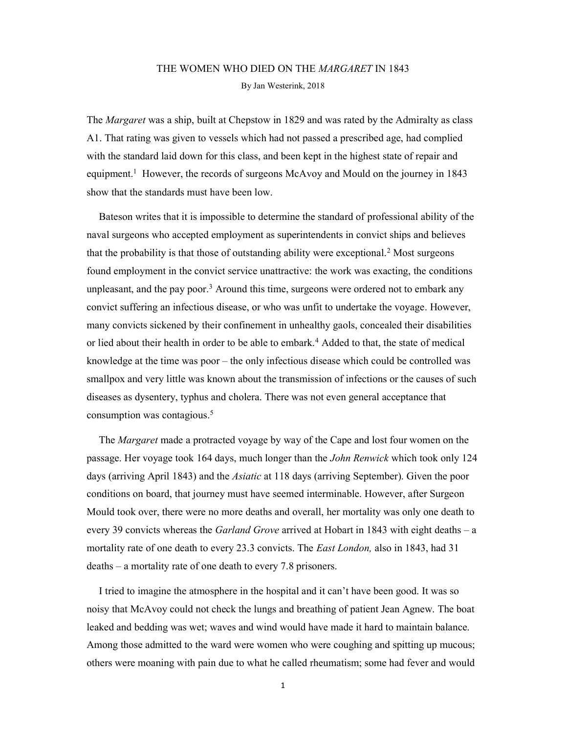# THE WOMEN WHO DIED ON THE *MARGARET* IN 1843

By Jan Westerink, 2018

The *Margaret* was a ship, built at Chepstow in 1829 and was rated by the Admiralty as class A1. That rating was given to vessels which had not passed a prescribed age, had complied with the standard laid down for this class, and been kept in the highest state of repair and equipment.[1] However, the records of surgeons McAvoy and Mould on the journey in 1843 show that the standards must have been low.

Bateson writes that it is impossible to determine the standard of professional ability of the naval surgeons who accepted employment as superintendents in convict ships and believes that the probability is that those of outstanding ability were exceptional.[2] Most surgeons found employment in the convict service unattractive: the work was exacting, the conditions unpleasant, and the pay poor.[3] Around this time, surgeons were ordered not to embark any convict suffering an infectious disease, or who was unfit to undertake the voyage. However, many convicts sickened by their confinement in unhealthy gaols, concealed their disabilities or lied about their health in order to be able to embark.[4] Added to that, the state of medical knowledge at the time was poor – the only infectious disease which could be controlled was smallpox and very little was known about the transmission of infections or the causes of such diseases as dysentery, typhus and cholera. There was not even general acceptance that consumption was contagious.[5]

The *Margaret* made a protracted voyage by way of the Cape and lost four women on the passage. Her voyage took 164 days, much longer than the *John Renwick* which took only 124 days (arriving April 1843) and the *Asiatic* at 118 days (arriving September). Given the poor conditions on board, that journey must have seemed interminable. However, after Surgeon Mould took over, there were no more deaths and overall, her mortality was only one death to every 39 convicts whereas the *Garland Grove* arrived at Hobart in 1843 with eight deaths – a mortality rate of one death to every 23.3 convicts. The *East London,* also in 1843, had 31 deaths – a mortality rate of one death to every 7.8 prisoners.

I tried to imagine the atmosphere in the hospital and it can't have been good. It was so noisy that McAvoy could not check the lungs and breathing of patient Jean Agnew. The boat leaked and bedding was wet; waves and wind would have made it hard to maintain balance. Among those admitted to the ward were women who were coughing and spitting up mucous; others were moaning with pain due to what he called rheumatism; some had fever and would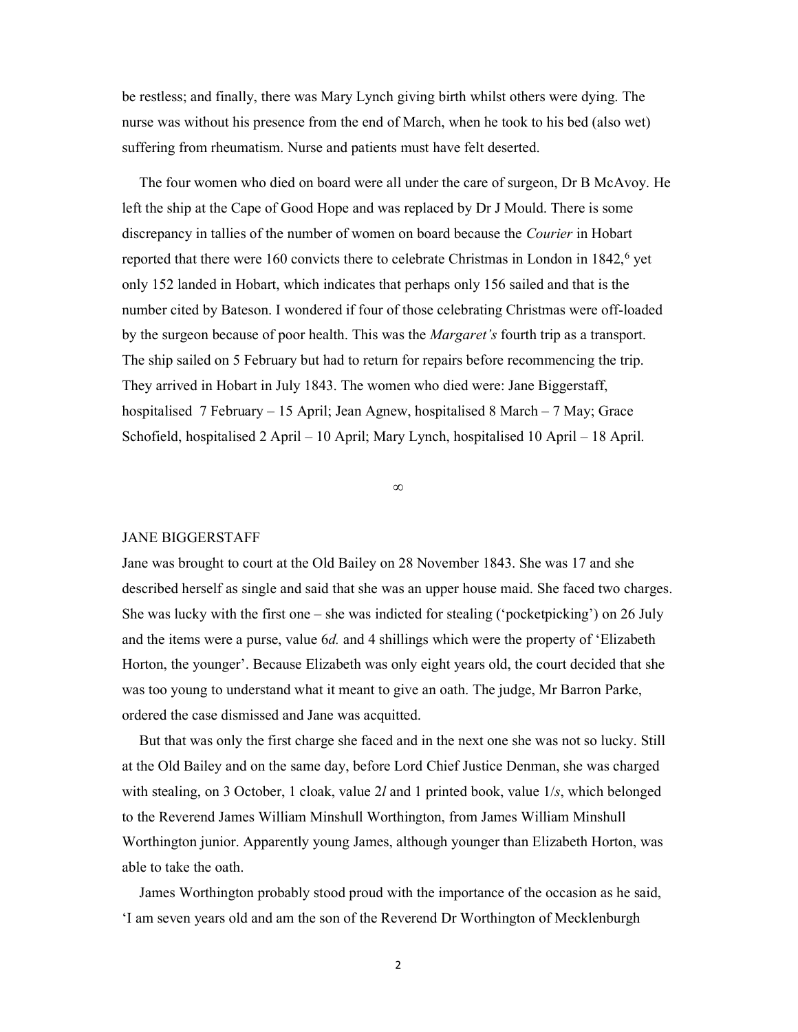be restless; and finally, there was Mary Lynch giving birth whilst others were dying. The nurse was without his presence from the end of March, when he took to his bed (also wet) suffering from rheumatism. Nurse and patients must have felt deserted.

The four women who died on board were all under the care of surgeon, Dr B McAvoy. He left the ship at the Cape of Good Hope and was replaced by Dr J Mould. There is some discrepancy in tallies of the number of women on board because the *Courier* in Hobart reported that there were 160 convicts there to celebrate Christmas in London in 1842,[6] yet only 152 landed in Hobart, which indicates that perhaps only 156 sailed and that is the number cited by Bateson. I wondered if four of those celebrating Christmas were off-loaded by the surgeon because of poor health. This was the *Margaret's* fourth trip as a transport. The ship sailed on 5 February but had to return for repairs before recommencing the trip. They arrived in Hobart in July 1843. The women who died were: Jane Biggerstaff, hospitalised 7 February – 15 April; Jean Agnew, hospitalised 8 March – 7 May; Grace Schofield, hospitalised 2 April – 10 April; Mary Lynch, hospitalised 10 April – 18 April.

∞

## JANE BIGGERSTAFF

Jane was brought to court at the Old Bailey on 28 November 1843. She was 17 and she described herself as single and said that she was an upper house maid. She faced two charges. She was lucky with the first one – she was indicted for stealing ('pocketpicking') on 26 July and the items were a purse, value 6*d.* and 4 shillings which were the property of 'Elizabeth Horton, the younger'. Because Elizabeth was only eight years old, the court decided that she was too young to understand what it meant to give an oath. The judge, Mr Barron Parke, ordered the case dismissed and Jane was acquitted.

But that was only the first charge she faced and in the next one she was not so lucky. Still at the Old Bailey and on the same day, before Lord Chief Justice Denman, she was charged with stealing, on 3 October, 1 cloak, value 2*l* and 1 printed book, value 1/*s*, which belonged to the Reverend James William Minshull Worthington, from James William Minshull Worthington junior. Apparently young James, although younger than Elizabeth Horton, was able to take the oath.

James Worthington probably stood proud with the importance of the occasion as he said, 'I am seven years old and am the son of the Reverend Dr Worthington of Mecklenburgh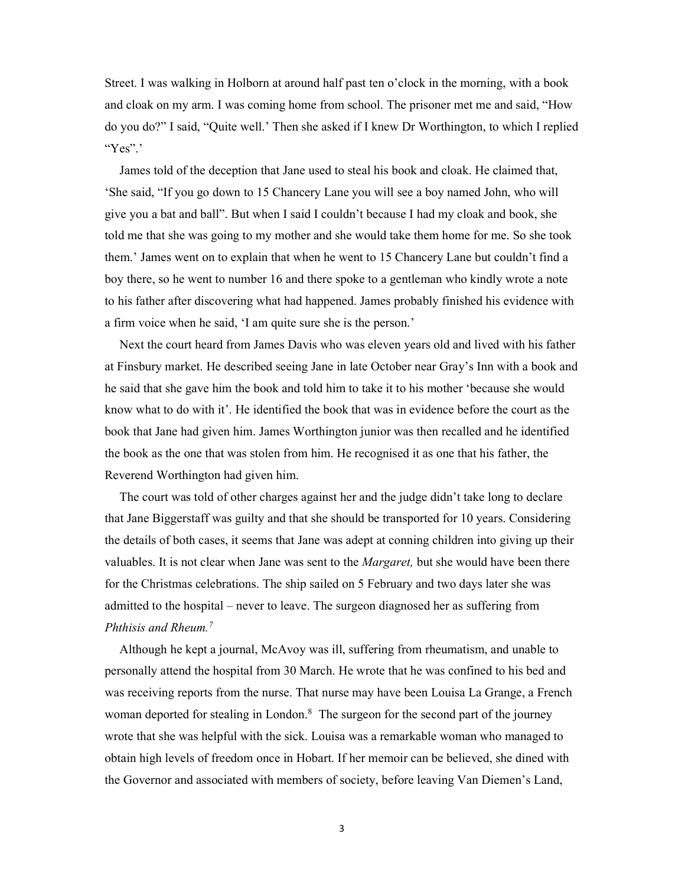Street. I was walking in Holborn at around half past ten o'clock in the morning, with a book and cloak on my arm. I was coming home from school. The prisoner met me and said, "How do you do?" I said, "Quite well.' Then she asked if I knew Dr Worthington, to which I replied "Yes".'

James told of the deception that Jane used to steal his book and cloak. He claimed that, 'She said, "If you go down to 15 Chancery Lane you will see a boy named John, who will give you a bat and ball". But when I said I couldn't because I had my cloak and book, she told me that she was going to my mother and she would take them home for me. So she took them.' James went on to explain that when he went to 15 Chancery Lane but couldn't find a boy there, so he went to number 16 and there spoke to a gentleman who kindly wrote a note to his father after discovering what had happened. James probably finished his evidence with a firm voice when he said, 'I am quite sure she is the person.'

Next the court heard from James Davis who was eleven years old and lived with his father at Finsbury market. He described seeing Jane in late October near Gray's Inn with a book and he said that she gave him the book and told him to take it to his mother 'because she would know what to do with it'. He identified the book that was in evidence before the court as the book that Jane had given him. James Worthington junior was then recalled and he identified the book as the one that was stolen from him. He recognised it as one that his father, the Reverend Worthington had given him.

The court was told of other charges against her and the judge didn't take long to declare that Jane Biggerstaff was guilty and that she should be transported for 10 years. Considering the details of both cases, it seems that Jane was adept at conning children into giving up their valuables. It is not clear when Jane was sent to the *Margaret,* but she would have been there for the Christmas celebrations. The ship sailed on 5 February and two days later she was admitted to the hospital – never to leave. The surgeon diagnosed her as suffering from *Phthisis and Rheum.*[7]

Although he kept a journal, McAvoy was ill, suffering from rheumatism, and unable to personally attend the hospital from 30 March. He wrote that he was confined to his bed and was receiving reports from the nurse. That nurse may have been Louisa La Grange, a French woman deported for stealing in London.[8] The surgeon for the second part of the journey wrote that she was helpful with the sick. Louisa was a remarkable woman who managed to obtain high levels of freedom once in Hobart. If her memoir can be believed, she dined with the Governor and associated with members of society, before leaving Van Diemen's Land,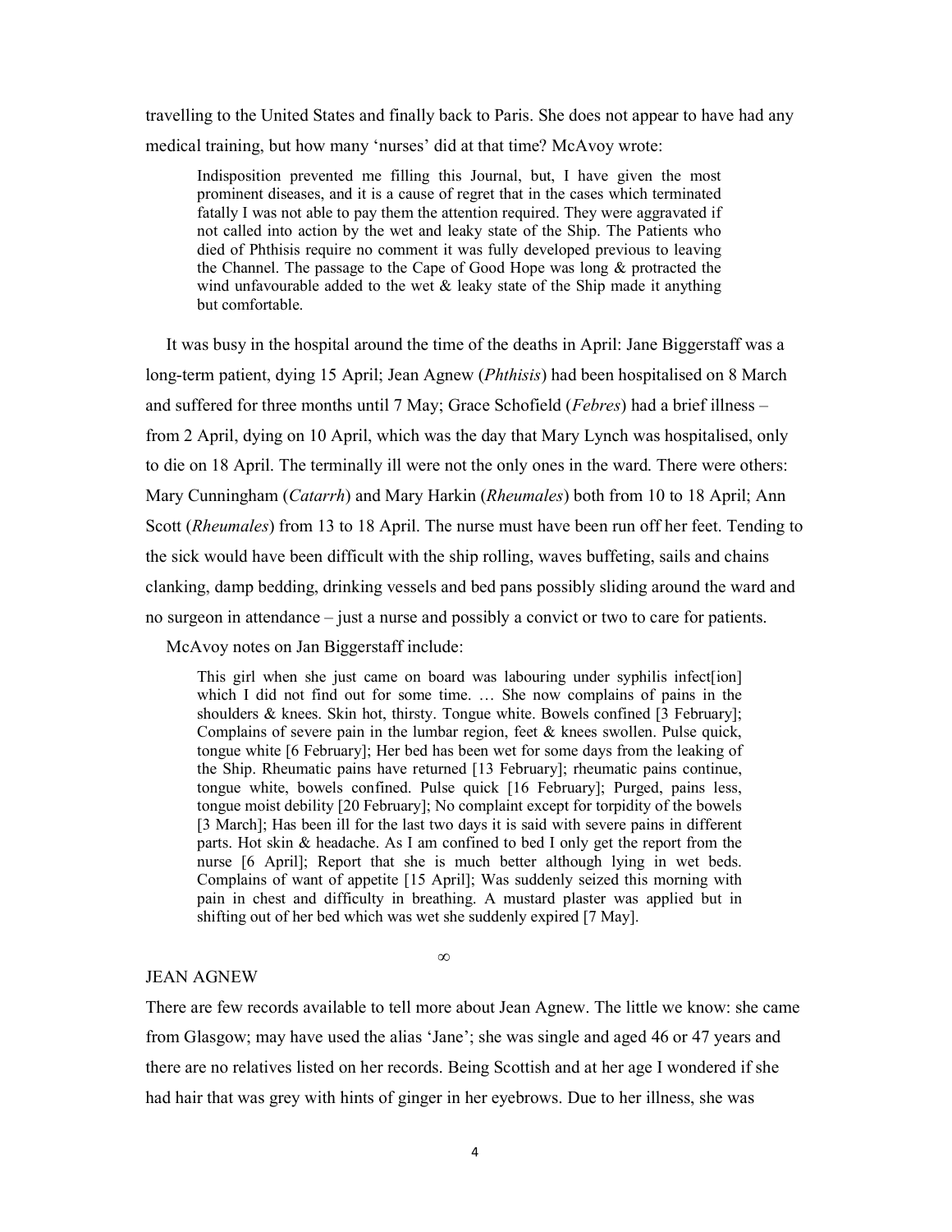travelling to the United States and finally back to Paris. She does not appear to have had any medical training, but how many 'nurses' did at that time? McAvoy wrote:

> Indisposition prevented me filling this Journal, but, I have given the most prominent diseases, and it is a cause of regret that in the cases which terminated fatally I was not able to pay them the attention required. They were aggravated if not called into action by the wet and leaky state of the Ship. The Patients who died of Phthisis require no comment it was fully developed previous to leaving the Channel. The passage to the Cape of Good Hope was long & protracted the wind unfavourable added to the wet & leaky state of the Ship made it anything but comfortable.

It was busy in the hospital around the time of the deaths in April: Jane Biggerstaff was a long-term patient, dying 15 April; Jean Agnew (*Phthisis*) had been hospitalised on 8 March and suffered for three months until 7 May; Grace Schofield (*Febres*) had a brief illness – from 2 April, dying on 10 April, which was the day that Mary Lynch was hospitalised, only to die on 18 April. The terminally ill were not the only ones in the ward. There were others: Mary Cunningham (*Catarrh*) and Mary Harkin (*Rheumales*) both from 10 to 18 April; Ann Scott (*Rheumales*) from 13 to 18 April. The nurse must have been run off her feet. Tending to the sick would have been difficult with the ship rolling, waves buffeting, sails and chains clanking, damp bedding, drinking vessels and bed pans possibly sliding around the ward and no surgeon in attendance – just a nurse and possibly a convict or two to care for patients.

McAvoy notes on Jan Biggerstaff include:

> This girl when she just came on board was labouring under syphilis infect[ion] which I did not find out for some time. … She now complains of pains in the shoulders & knees. Skin hot, thirsty. Tongue white. Bowels confined [3 February]; Complains of severe pain in the lumbar region, feet & knees swollen. Pulse quick, tongue white [6 February]; Her bed has been wet for some days from the leaking of the Ship. Rheumatic pains have returned [13 February]; rheumatic pains continue, tongue white, bowels confined. Pulse quick [16 February]; Purged, pains less, tongue moist debility [20 February]; No complaint except for torpidity of the bowels [3 March]; Has been ill for the last two days it is said with severe pains in different parts. Hot skin & headache. As I am confined to bed I only get the report from the nurse [6 April]; Report that she is much better although lying in wet beds. Complains of want of appetite [15 April]; Was suddenly seized this morning with pain in chest and difficulty in breathing. A mustard plaster was applied but in shifting out of her bed which was wet she suddenly expired [7 May].

∞

## JEAN AGNEW

There are few records available to tell more about Jean Agnew. The little we know: she came from Glasgow; may have used the alias 'Jane'; she was single and aged 46 or 47 years and there are no relatives listed on her records. Being Scottish and at her age I wondered if she had hair that was grey with hints of ginger in her eyebrows. Due to her illness, she was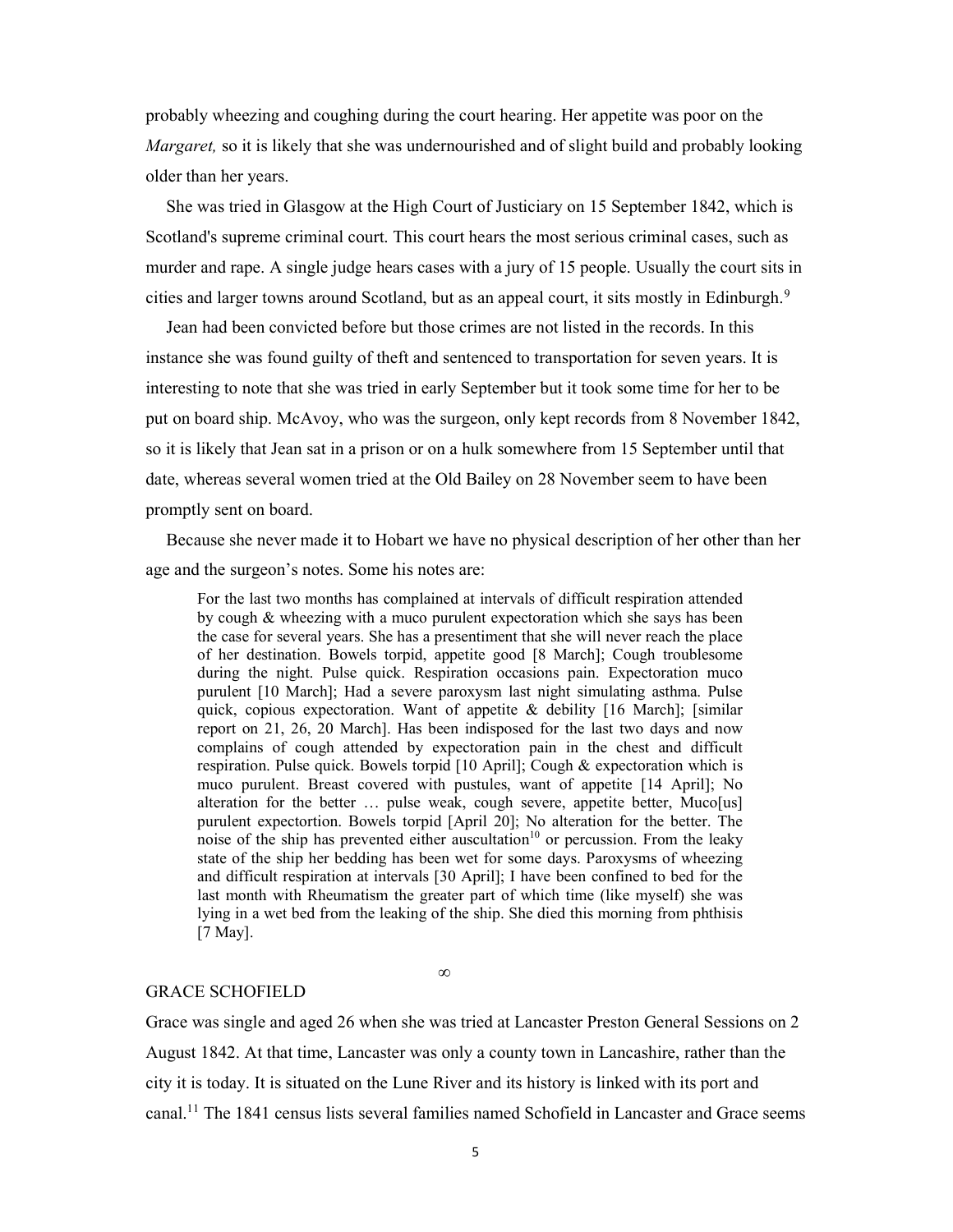probably wheezing and coughing during the court hearing. Her appetite was poor on the *Margaret,* so it is likely that she was undernourished and of slight build and probably looking older than her years.

She was tried in Glasgow at the High Court of Justiciary on 15 September 1842, which is Scotland's supreme criminal court. This court hears the most serious criminal cases, such as murder and rape. A single judge hears cases with a jury of 15 people. Usually the court sits in cities and larger towns around Scotland, but as an appeal court, it sits mostly in Edinburgh.[9]

Jean had been convicted before but those crimes are not listed in the records. In this instance she was found guilty of theft and sentenced to transportation for seven years. It is interesting to note that she was tried in early September but it took some time for her to be put on board ship. McAvoy, who was the surgeon, only kept records from 8 November 1842, so it is likely that Jean sat in a prison or on a hulk somewhere from 15 September until that date, whereas several women tried at the Old Bailey on 28 November seem to have been promptly sent on board.

Because she never made it to Hobart we have no physical description of her other than her age and the surgeon's notes. Some his notes are:

> For the last two months has complained at intervals of difficult respiration attended by cough & wheezing with a muco purulent expectoration which she says has been the case for several years. She has a presentiment that she will never reach the place of her destination. Bowels torpid, appetite good [8 March]; Cough troublesome during the night. Pulse quick. Respiration occasions pain. Expectoration muco purulent [10 March]; Had a severe paroxysm last night simulating asthma. Pulse quick, copious expectoration. Want of appetite & debility [16 March]; [similar report on 21, 26, 20 March]. Has been indisposed for the last two days and now complains of cough attended by expectoration pain in the chest and difficult respiration. Pulse quick. Bowels torpid [10 April]; Cough & expectoration which is muco purulent. Breast covered with pustules, want of appetite [14 April]; No alteration for the better … pulse weak, cough severe, appetite better, Muco[us] purulent expectortion. Bowels torpid [April 20]; No alteration for the better. The noise of the ship has prevented either auscultation[10] or percussion. From the leaky state of the ship her bedding has been wet for some days. Paroxysms of wheezing and difficult respiration at intervals [30 April]; I have been confined to bed for the last month with Rheumatism the greater part of which time (like myself) she was lying in a wet bed from the leaking of the ship. She died this morning from phthisis [7 May].

∞

## GRACE SCHOFIELD

Grace was single and aged 26 when she was tried at Lancaster Preston General Sessions on 2 August 1842. At that time, Lancaster was only a county town in Lancashire, rather than the city it is today. It is situated on the Lune River and its history is linked with its port and canal.[11] The 1841 census lists several families named Schofield in Lancaster and Grace seems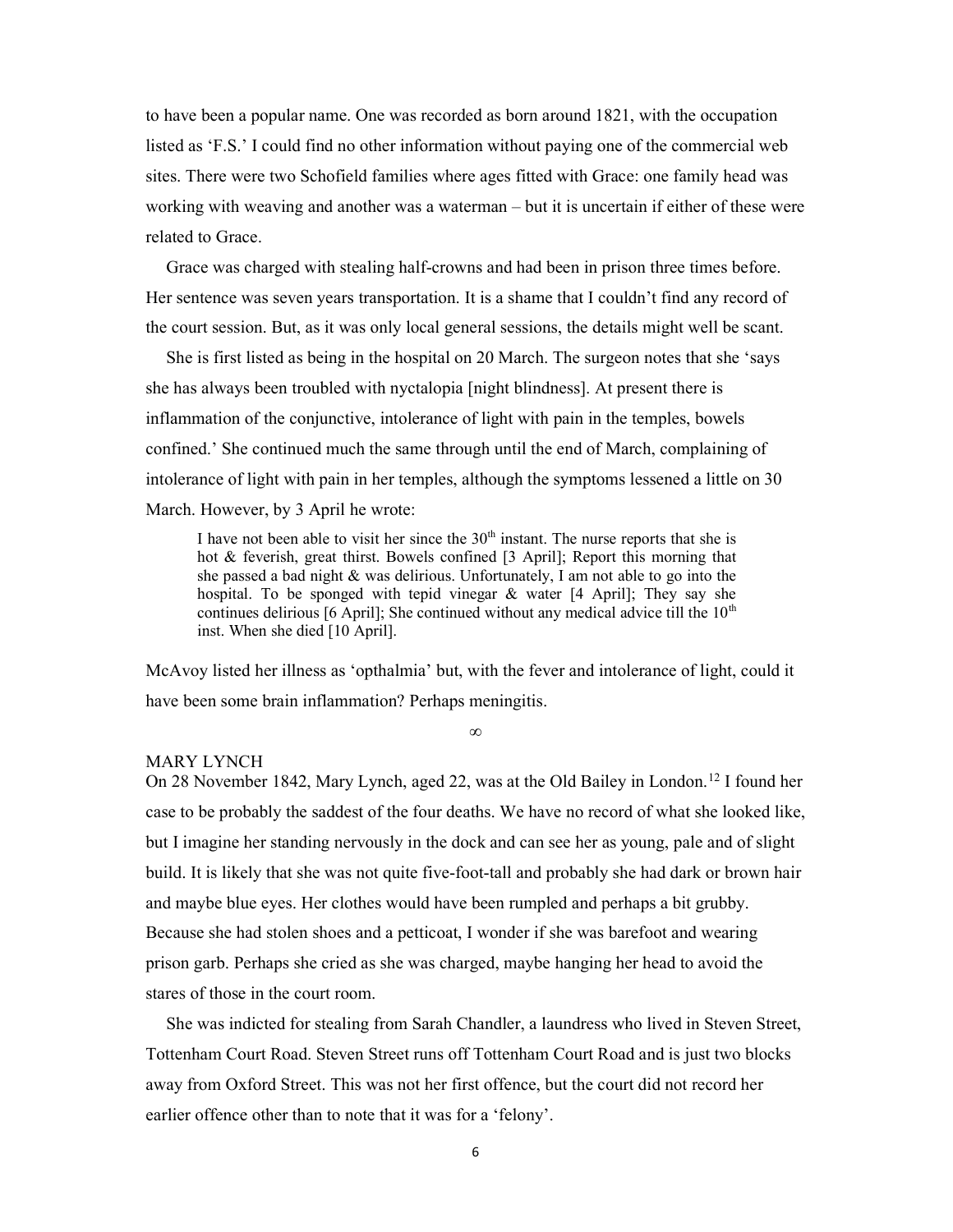to have been a popular name. One was recorded as born around 1821, with the occupation listed as 'F.S.' I could find no other information without paying one of the commercial web sites. There were two Schofield families where ages fitted with Grace: one family head was working with weaving and another was a waterman – but it is uncertain if either of these were related to Grace.

Grace was charged with stealing half-crowns and had been in prison three times before. Her sentence was seven years transportation. It is a shame that I couldn't find any record of the court session. But, as it was only local general sessions, the details might well be scant.

She is first listed as being in the hospital on 20 March. The surgeon notes that she 'says she has always been troubled with nyctalopia [night blindness]. At present there is inflammation of the conjunctive, intolerance of light with pain in the temples, bowels confined.' She continued much the same through until the end of March, complaining of intolerance of light with pain in her temples, although the symptoms lessened a little on 30 March. However, by 3 April he wrote:

> I have not been able to visit her since the 30th instant. The nurse reports that she is hot & feverish, great thirst. Bowels confined [3 April]; Report this morning that she passed a bad night & was delirious. Unfortunately, I am not able to go into the hospital. To be sponged with tepid vinegar & water [4 April]; They say she continues delirious [6 April]; She continued without any medical advice till the 10th inst. When she died [10 April].

McAvoy listed her illness as 'opthalmia' but, with the fever and intolerance of light, could it have been some brain inflammation? Perhaps meningitis.

∞

## MARY LYNCH

On 28 November 1842, Mary Lynch, aged 22, was at the Old Bailey in London.[12] I found her case to be probably the saddest of the four deaths. We have no record of what she looked like, but I imagine her standing nervously in the dock and can see her as young, pale and of slight build. It is likely that she was not quite five-foot-tall and probably she had dark or brown hair and maybe blue eyes. Her clothes would have been rumpled and perhaps a bit grubby. Because she had stolen shoes and a petticoat, I wonder if she was barefoot and wearing prison garb. Perhaps she cried as she was charged, maybe hanging her head to avoid the stares of those in the court room.

She was indicted for stealing from Sarah Chandler, a laundress who lived in Steven Street, Tottenham Court Road. Steven Street runs off Tottenham Court Road and is just two blocks away from Oxford Street. This was not her first offence, but the court did not record her earlier offence other than to note that it was for a 'felony'.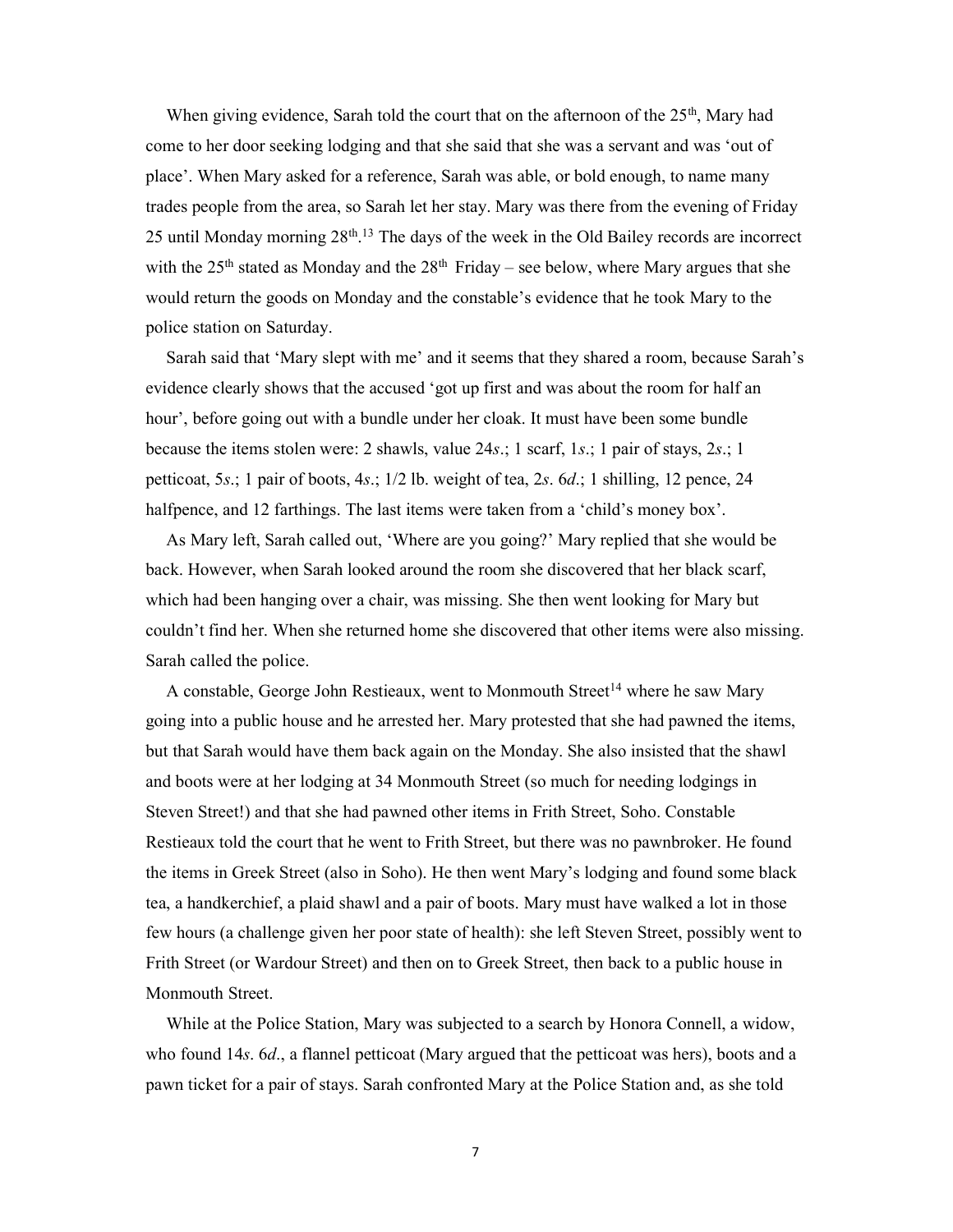When giving evidence, Sarah told the court that on the afternoon of the 25th, Mary had come to her door seeking lodging and that she said that she was a servant and was 'out of place'. When Mary asked for a reference, Sarah was able, or bold enough, to name many trades people from the area, so Sarah let her stay. Mary was there from the evening of Friday 25 until Monday morning 28th.[13] The days of the week in the Old Bailey records are incorrect with the 25th stated as Monday and the 28th Friday – see below, where Mary argues that she would return the goods on Monday and the constable's evidence that he took Mary to the police station on Saturday.

Sarah said that 'Mary slept with me' and it seems that they shared a room, because Sarah's evidence clearly shows that the accused 'got up first and was about the room for half an hour', before going out with a bundle under her cloak. It must have been some bundle because the items stolen were: 2 shawls, value 24*s*.; 1 scarf, 1*s*.; 1 pair of stays, 2*s*.; 1 petticoat, 5*s*.; 1 pair of boots, 4*s*.; 1/2 lb. weight of tea, 2*s*. 6*d*.; 1 shilling, 12 pence, 24 halfpence, and 12 farthings. The last items were taken from a 'child's money box'.

As Mary left, Sarah called out, 'Where are you going?' Mary replied that she would be back. However, when Sarah looked around the room she discovered that her black scarf, which had been hanging over a chair, was missing. She then went looking for Mary but couldn't find her. When she returned home she discovered that other items were also missing. Sarah called the police.

A constable, George John Restieaux, went to Monmouth Street[14] where he saw Mary going into a public house and he arrested her. Mary protested that she had pawned the items, but that Sarah would have them back again on the Monday. She also insisted that the shawl and boots were at her lodging at 34 Monmouth Street (so much for needing lodgings in Steven Street!) and that she had pawned other items in Frith Street, Soho. Constable Restieaux told the court that he went to Frith Street, but there was no pawnbroker. He found the items in Greek Street (also in Soho). He then went Mary's lodging and found some black tea, a handkerchief, a plaid shawl and a pair of boots. Mary must have walked a lot in those few hours (a challenge given her poor state of health): she left Steven Street, possibly went to Frith Street (or Wardour Street) and then on to Greek Street, then back to a public house in Monmouth Street.

While at the Police Station, Mary was subjected to a search by Honora Connell, a widow, who found 14*s*. 6*d*., a flannel petticoat (Mary argued that the petticoat was hers), boots and a pawn ticket for a pair of stays. Sarah confronted Mary at the Police Station and, as she told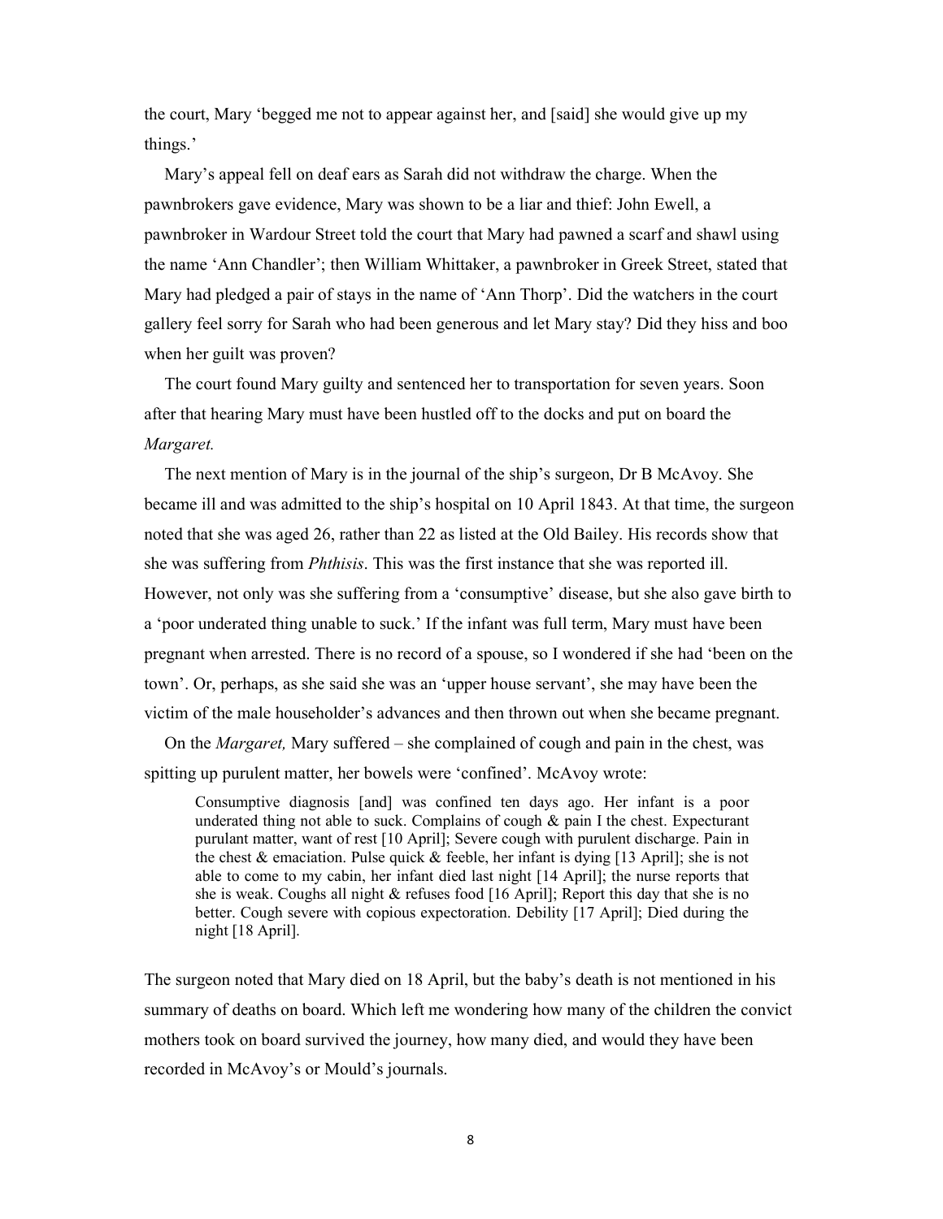the court, Mary 'begged me not to appear against her, and [said] she would give up my things.'

Mary's appeal fell on deaf ears as Sarah did not withdraw the charge. When the pawnbrokers gave evidence, Mary was shown to be a liar and thief: John Ewell, a pawnbroker in Wardour Street told the court that Mary had pawned a scarf and shawl using the name 'Ann Chandler'; then William Whittaker, a pawnbroker in Greek Street, stated that Mary had pledged a pair of stays in the name of 'Ann Thorp'. Did the watchers in the court gallery feel sorry for Sarah who had been generous and let Mary stay? Did they hiss and boo when her guilt was proven?

The court found Mary guilty and sentenced her to transportation for seven years. Soon after that hearing Mary must have been hustled off to the docks and put on board the *Margaret.*

The next mention of Mary is in the journal of the ship's surgeon, Dr B McAvoy. She became ill and was admitted to the ship's hospital on 10 April 1843. At that time, the surgeon noted that she was aged 26, rather than 22 as listed at the Old Bailey. His records show that she was suffering from *Phthisis*. This was the first instance that she was reported ill. However, not only was she suffering from a 'consumptive' disease, but she also gave birth to a 'poor underated thing unable to suck.' If the infant was full term, Mary must have been pregnant when arrested. There is no record of a spouse, so I wondered if she had 'been on the town'. Or, perhaps, as she said she was an 'upper house servant', she may have been the victim of the male householder's advances and then thrown out when she became pregnant.

On the *Margaret,* Mary suffered – she complained of cough and pain in the chest, was spitting up purulent matter, her bowels were 'confined'. McAvoy wrote:

> Consumptive diagnosis [and] was confined ten days ago. Her infant is a poor underated thing not able to suck. Complains of cough & pain I the chest. Expecturant purulant matter, want of rest [10 April]; Severe cough with purulent discharge. Pain in the chest & emaciation. Pulse quick & feeble, her infant is dying [13 April]; she is not able to come to my cabin, her infant died last night [14 April]; the nurse reports that she is weak. Coughs all night & refuses food [16 April]; Report this day that she is no better. Cough severe with copious expectoration. Debility [17 April]; Died during the night [18 April].

The surgeon noted that Mary died on 18 April, but the baby's death is not mentioned in his summary of deaths on board. Which left me wondering how many of the children the convict mothers took on board survived the journey, how many died, and would they have been recorded in McAvoy's or Mould's journals.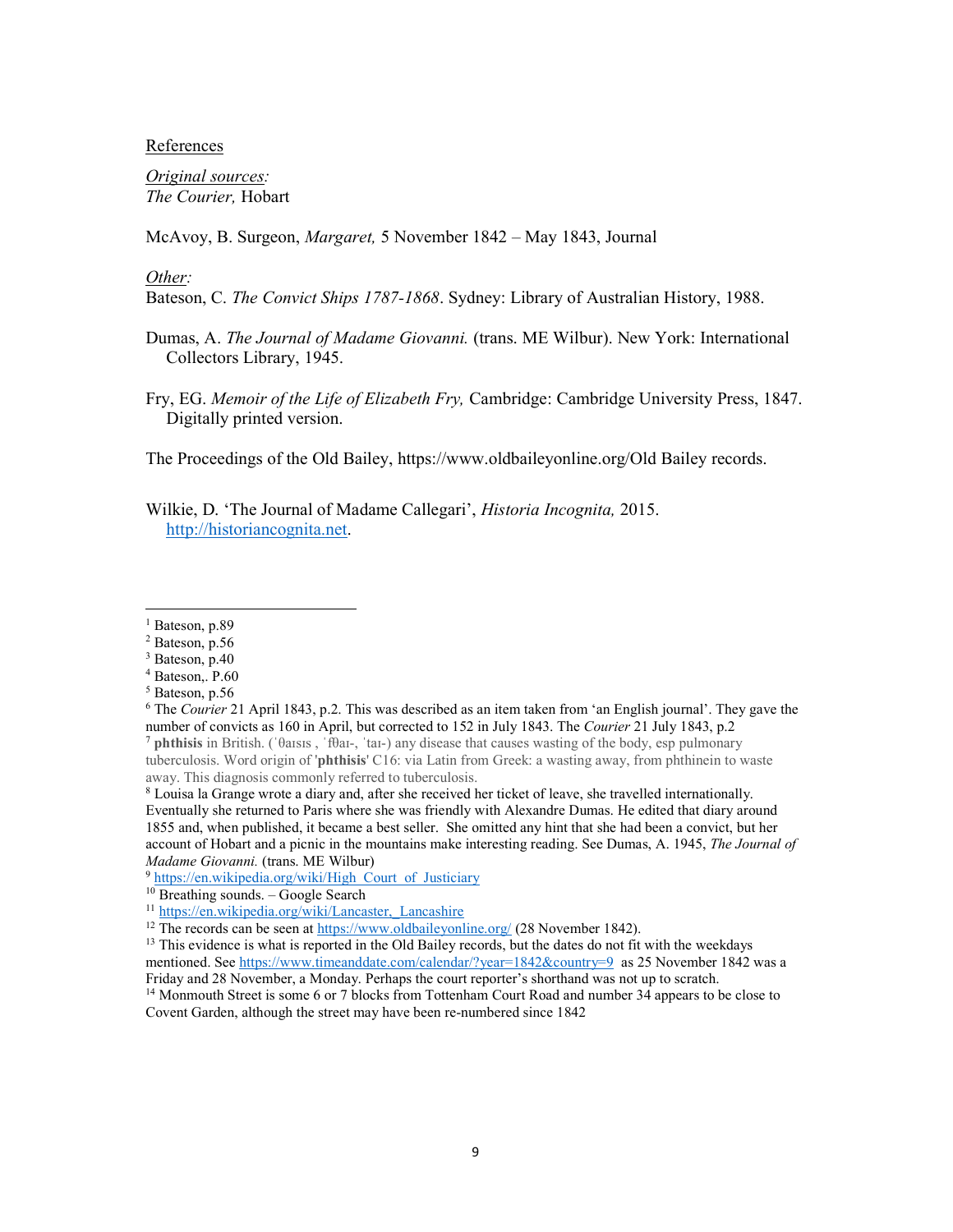References

*Original sources:*
*The Courier,* Hobart

McAvoy, B. Surgeon, *Margaret,* 5 November 1842 – May 1843, Journal

*Other:*
Bateson, C. *The Convict Ships 1787-1868*. Sydney: Library of Australian History, 1988.

Dumas, A. *The Journal of Madame Giovanni.* (trans. ME Wilbur). New York: International Collectors Library, 1945.

Fry, EG. *Memoir of the Life of Elizabeth Fry,* Cambridge: Cambridge University Press, 1847. Digitally printed version.

The Proceedings of the Old Bailey, https://www.oldbaileyonline.org/Old Bailey records.

Wilkie, D. 'The Journal of Madame Callegari', *Historia Incognita,* 2015. http://historiancognita.net.

---

[1] Bateson, p.89
[2] Bateson, p.56
[3] Bateson, p.40
[4] Bateson,. P.60
[5] Bateson, p.56
[6] The *Courier* 21 April 1843, p.2. This was described as an item taken from 'an English journal'. They gave the number of convicts as 160 in April, but corrected to 152 in July 1843. The *Courier* 21 July 1843, p.2
[7] **phthisis** in British. (ˈθaɪsɪs , ˈfθaɪ-, ˈtaɪ-) any disease that causes wasting of the body, esp pulmonary tuberculosis. Word origin of '**phthisis**' C16: via Latin from Greek: a wasting away, from phthinein to waste away. This diagnosis commonly referred to tuberculosis.
[8] Louisa la Grange wrote a diary and, after she received her ticket of leave, she travelled internationally. Eventually she returned to Paris where she was friendly with Alexandre Dumas. He edited that diary around 1855 and, when published, it became a best seller. She omitted any hint that she had been a convict, but her account of Hobart and a picnic in the mountains make interesting reading. See Dumas, A. 1945, *The Journal of Madame Giovanni.* (trans. ME Wilbur)
[9] https://en.wikipedia.org/wiki/High_Court_of_Justiciary
[10] Breathing sounds. – Google Search
[11] https://en.wikipedia.org/wiki/Lancaster,_Lancashire
[12] The records can be seen at https://www.oldbaileyonline.org/ (28 November 1842).
[13] This evidence is what is reported in the Old Bailey records, but the dates do not fit with the weekdays mentioned. See https://www.timeanddate.com/calendar/?year=1842&country=9 as 25 November 1842 was a Friday and 28 November, a Monday. Perhaps the court reporter's shorthand was not up to scratch.
[14] Monmouth Street is some 6 or 7 blocks from Tottenham Court Road and number 34 appears to be close to Covent Garden, although the street may have been re-numbered since 1842